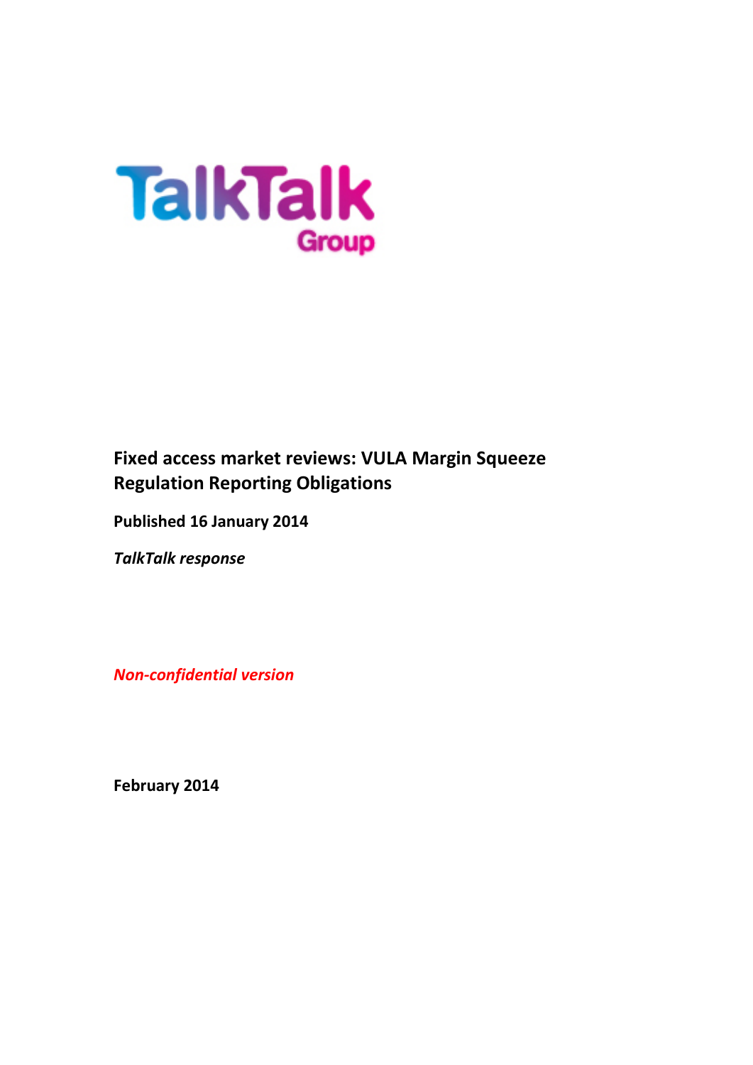TalkTalk Group

# Fixed access market reviews: VULA Margin Squeeze Regulation Reporting Obligations

**Published 16 January 2014**

***TalkTalk response***

***Non-confidential version***

**February 2014**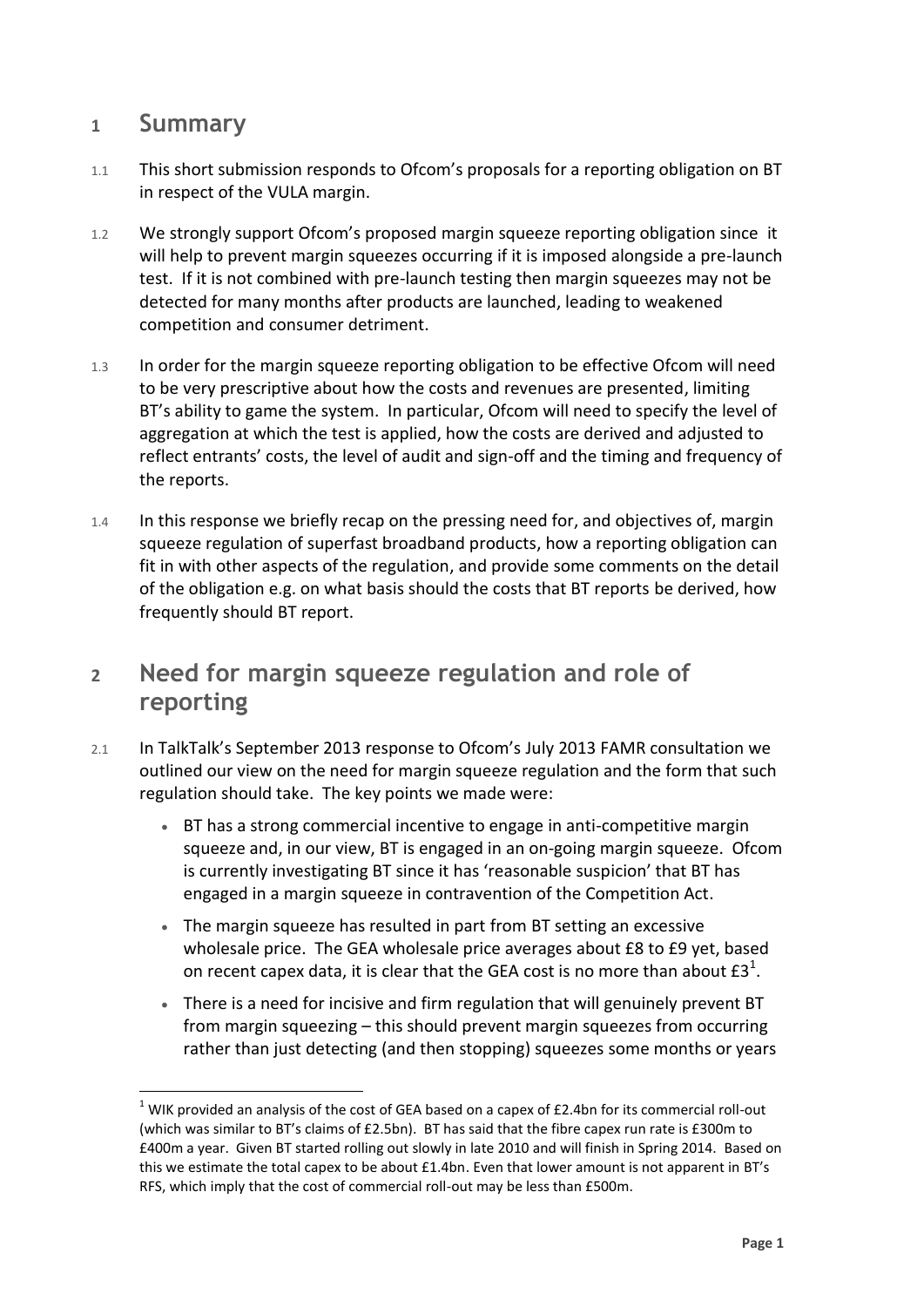# 1 Summary

1.1 This short submission responds to Ofcom's proposals for a reporting obligation on BT in respect of the VULA margin.

1.2 We strongly support Ofcom's proposed margin squeeze reporting obligation since it will help to prevent margin squeezes occurring if it is imposed alongside a pre-launch test. If it is not combined with pre-launch testing then margin squeezes may not be detected for many months after products are launched, leading to weakened competition and consumer detriment.

1.3 In order for the margin squeeze reporting obligation to be effective Ofcom will need to be very prescriptive about how the costs and revenues are presented, limiting BT's ability to game the system. In particular, Ofcom will need to specify the level of aggregation at which the test is applied, how the costs are derived and adjusted to reflect entrants' costs, the level of audit and sign-off and the timing and frequency of the reports.

1.4 In this response we briefly recap on the pressing need for, and objectives of, margin squeeze regulation of superfast broadband products, how a reporting obligation can fit in with other aspects of the regulation, and provide some comments on the detail of the obligation e.g. on what basis should the costs that BT reports be derived, how frequently should BT report.

# 2 Need for margin squeeze regulation and role of reporting

2.1 In TalkTalk's September 2013 response to Ofcom's July 2013 FAMR consultation we outlined our view on the need for margin squeeze regulation and the form that such regulation should take. The key points we made were:

- BT has a strong commercial incentive to engage in anti-competitive margin squeeze and, in our view, BT is engaged in an on-going margin squeeze. Ofcom is currently investigating BT since it has 'reasonable suspicion' that BT has engaged in a margin squeeze in contravention of the Competition Act.
- The margin squeeze has resulted in part from BT setting an excessive wholesale price. The GEA wholesale price averages about £8 to £9 yet, based on recent capex data, it is clear that the GEA cost is no more than about £3[1].
- There is a need for incisive and firm regulation that will genuinely prevent BT from margin squeezing – this should prevent margin squeezes from occurring rather than just detecting (and then stopping) squeezes some months or years

[1] WIK provided an analysis of the cost of GEA based on a capex of £2.4bn for its commercial roll-out (which was similar to BT's claims of £2.5bn). BT has said that the fibre capex run rate is £300m to £400m a year. Given BT started rolling out slowly in late 2010 and will finish in Spring 2014. Based on this we estimate the total capex to be about £1.4bn. Even that lower amount is not apparent in BT's RFS, which imply that the cost of commercial roll-out may be less than £500m.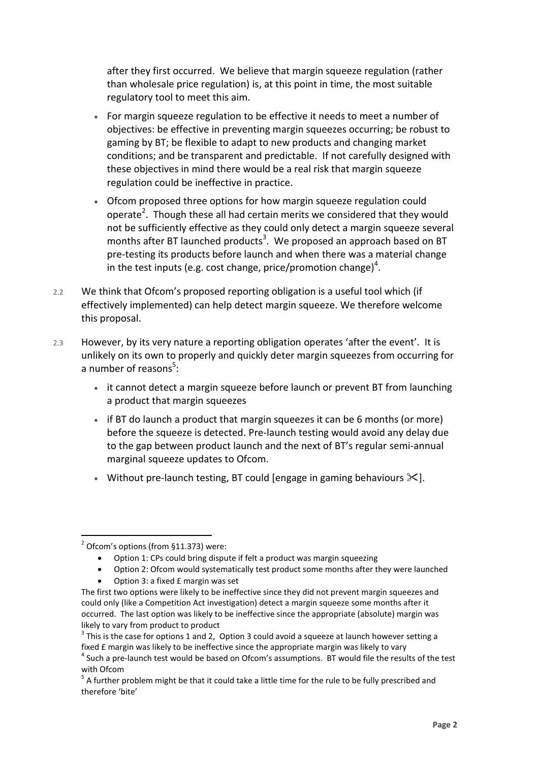after they first occurred. We believe that margin squeeze regulation (rather than wholesale price regulation) is, at this point in time, the most suitable regulatory tool to meet this aim.

- For margin squeeze regulation to be effective it needs to meet a number of objectives: be effective in preventing margin squeezes occurring; be robust to gaming by BT; be flexible to adapt to new products and changing market conditions; and be transparent and predictable. If not carefully designed with these objectives in mind there would be a real risk that margin squeeze regulation could be ineffective in practice.
- Ofcom proposed three options for how margin squeeze regulation could operate[2]. Though these all had certain merits we considered that they would not be sufficiently effective as they could only detect a margin squeeze several months after BT launched products[3]. We proposed an approach based on BT pre-testing its products before launch and when there was a material change in the test inputs (e.g. cost change, price/promotion change)[4].

2.2 We think that Ofcom's proposed reporting obligation is a useful tool which (if effectively implemented) can help detect margin squeeze. We therefore welcome this proposal.

2.3 However, by its very nature a reporting obligation operates 'after the event'. It is unlikely on its own to properly and quickly deter margin squeezes from occurring for a number of reasons[5]:

- it cannot detect a margin squeeze before launch or prevent BT from launching a product that margin squeezes
- if BT do launch a product that margin squeezes it can be 6 months (or more) before the squeeze is detected. Pre-launch testing would avoid any delay due to the gap between product launch and the next of BT's regular semi-annual marginal squeeze updates to Ofcom.
- Without pre-launch testing, BT could [engage in gaming behaviours ✂].

---

[2] Ofcom's options (from §11.373) were:

- Option 1: CPs could bring dispute if felt a product was margin squeezing
- Option 2: Ofcom would systematically test product some months after they were launched
- Option 3: a fixed £ margin was set

The first two options were likely to be ineffective since they did not prevent margin squeezes and could only (like a Competition Act investigation) detect a margin squeeze some months after it occurred. The last option was likely to be ineffective since the appropriate (absolute) margin was likely to vary from product to product

[3] This is the case for options 1 and 2, Option 3 could avoid a squeeze at launch however setting a fixed £ margin was likely to be ineffective since the appropriate margin was likely to vary

[4] Such a pre-launch test would be based on Ofcom's assumptions. BT would file the results of the test with Ofcom

[5] A further problem might be that it could take a little time for the rule to be fully prescribed and therefore 'bite'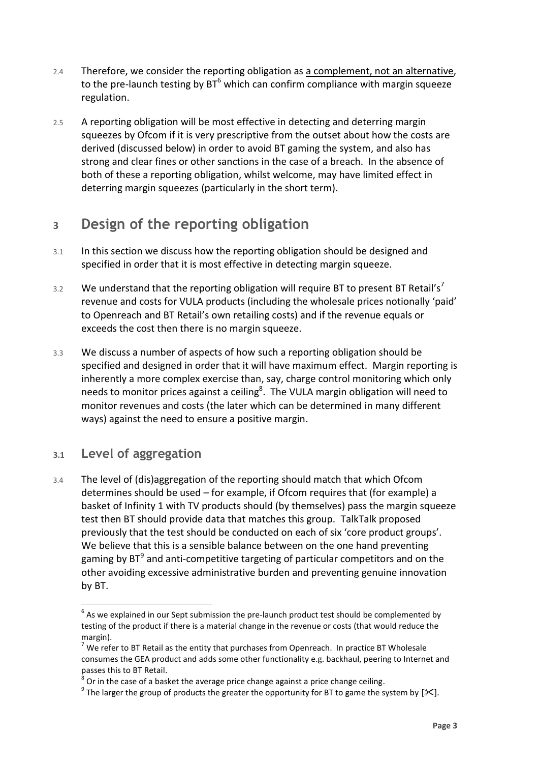2.4 Therefore, we consider the reporting obligation as <u>a complement, not an alternative</u>, to the pre-launch testing by BT[6] which can confirm compliance with margin squeeze regulation.

2.5 A reporting obligation will be most effective in detecting and deterring margin squeezes by Ofcom if it is very prescriptive from the outset about how the costs are derived (discussed below) in order to avoid BT gaming the system, and also has strong and clear fines or other sanctions in the case of a breach. In the absence of both of these a reporting obligation, whilst welcome, may have limited effect in deterring margin squeezes (particularly in the short term).

# 3 Design of the reporting obligation

3.1 In this section we discuss how the reporting obligation should be designed and specified in order that it is most effective in detecting margin squeeze.

3.2 We understand that the reporting obligation will require BT to present BT Retail's[7] revenue and costs for VULA products (including the wholesale prices notionally 'paid' to Openreach and BT Retail's own retailing costs) and if the revenue equals or exceeds the cost then there is no margin squeeze.

3.3 We discuss a number of aspects of how such a reporting obligation should be specified and designed in order that it will have maximum effect. Margin reporting is inherently a more complex exercise than, say, charge control monitoring which only needs to monitor prices against a ceiling[8]. The VULA margin obligation will need to monitor revenues and costs (the later which can be determined in many different ways) against the need to ensure a positive margin.

## 3.1 Level of aggregation

3.4 The level of (dis)aggregation of the reporting should match that which Ofcom determines should be used – for example, if Ofcom requires that (for example) a basket of Infinity 1 with TV products should (by themselves) pass the margin squeeze test then BT should provide data that matches this group. TalkTalk proposed previously that the test should be conducted on each of six 'core product groups'. We believe that this is a sensible balance between on the one hand preventing gaming by BT[9] and anti-competitive targeting of particular competitors and on the other avoiding excessive administrative burden and preventing genuine innovation by BT.

---

[6] As we explained in our Sept submission the pre-launch product test should be complemented by testing of the product if there is a material change in the revenue or costs (that would reduce the margin).

[7] We refer to BT Retail as the entity that purchases from Openreach. In practice BT Wholesale consumes the GEA product and adds some other functionality e.g. backhaul, peering to Internet and passes this to BT Retail.

[8] Or in the case of a basket the average price change against a price change ceiling.

[9] The larger the group of products the greater the opportunity for BT to game the system by [✂].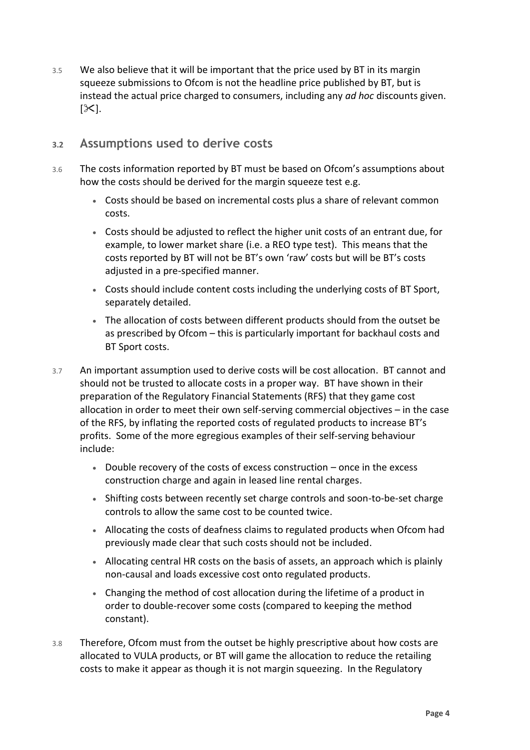3.5 We also believe that it will be important that the price used by BT in its margin squeeze submissions to Ofcom is not the headline price published by BT, but is instead the actual price charged to consumers, including any *ad hoc* discounts given. [✂].

## 3.2 Assumptions used to derive costs

3.6 The costs information reported by BT must be based on Ofcom's assumptions about how the costs should be derived for the margin squeeze test e.g.

- Costs should be based on incremental costs plus a share of relevant common costs.
- Costs should be adjusted to reflect the higher unit costs of an entrant due, for example, to lower market share (i.e. a REO type test). This means that the costs reported by BT will not be BT's own 'raw' costs but will be BT's costs adjusted in a pre-specified manner.
- Costs should include content costs including the underlying costs of BT Sport, separately detailed.
- The allocation of costs between different products should from the outset be as prescribed by Ofcom – this is particularly important for backhaul costs and BT Sport costs.

3.7 An important assumption used to derive costs will be cost allocation. BT cannot and should not be trusted to allocate costs in a proper way. BT have shown in their preparation of the Regulatory Financial Statements (RFS) that they game cost allocation in order to meet their own self-serving commercial objectives – in the case of the RFS, by inflating the reported costs of regulated products to increase BT's profits. Some of the more egregious examples of their self-serving behaviour include:

- Double recovery of the costs of excess construction – once in the excess construction charge and again in leased line rental charges.
- Shifting costs between recently set charge controls and soon-to-be-set charge controls to allow the same cost to be counted twice.
- Allocating the costs of deafness claims to regulated products when Ofcom had previously made clear that such costs should not be included.
- Allocating central HR costs on the basis of assets, an approach which is plainly non-causal and loads excessive cost onto regulated products.
- Changing the method of cost allocation during the lifetime of a product in order to double-recover some costs (compared to keeping the method constant).

3.8 Therefore, Ofcom must from the outset be highly prescriptive about how costs are allocated to VULA products, or BT will game the allocation to reduce the retailing costs to make it appear as though it is not margin squeezing. In the Regulatory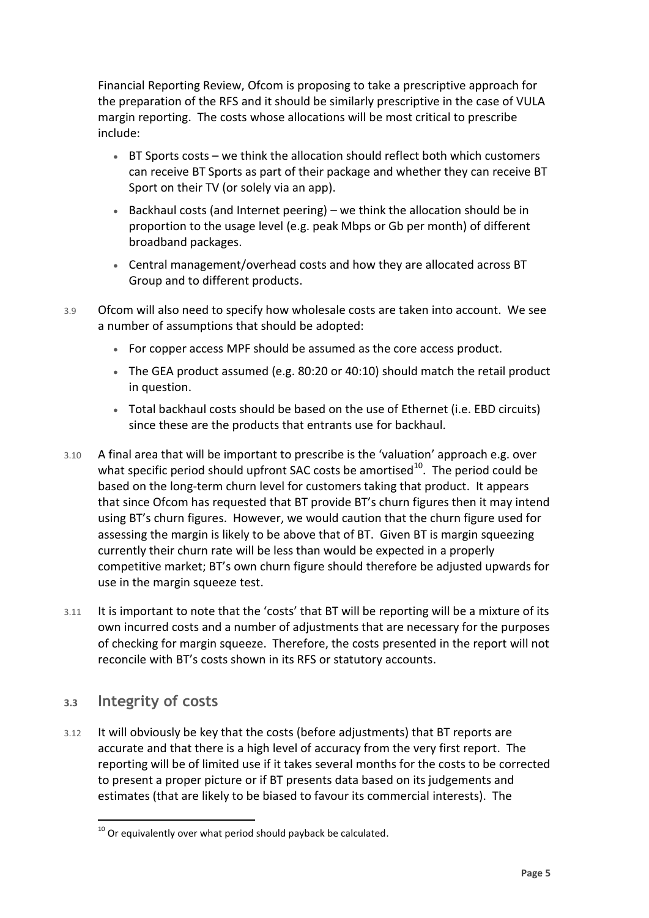Financial Reporting Review, Ofcom is proposing to take a prescriptive approach for the preparation of the RFS and it should be similarly prescriptive in the case of VULA margin reporting. The costs whose allocations will be most critical to prescribe include:

- BT Sports costs – we think the allocation should reflect both which customers can receive BT Sports as part of their package and whether they can receive BT Sport on their TV (or solely via an app).
- Backhaul costs (and Internet peering) – we think the allocation should be in proportion to the usage level (e.g. peak Mbps or Gb per month) of different broadband packages.
- Central management/overhead costs and how they are allocated across BT Group and to different products.

3.9 Ofcom will also need to specify how wholesale costs are taken into account. We see a number of assumptions that should be adopted:

- For copper access MPF should be assumed as the core access product.
- The GEA product assumed (e.g. 80:20 or 40:10) should match the retail product in question.
- Total backhaul costs should be based on the use of Ethernet (i.e. EBD circuits) since these are the products that entrants use for backhaul.

3.10 A final area that will be important to prescribe is the 'valuation' approach e.g. over what specific period should upfront SAC costs be amortised[10]. The period could be based on the long-term churn level for customers taking that product. It appears that since Ofcom has requested that BT provide BT's churn figures then it may intend using BT's churn figures. However, we would caution that the churn figure used for assessing the margin is likely to be above that of BT. Given BT is margin squeezing currently their churn rate will be less than would be expected in a properly competitive market; BT's own churn figure should therefore be adjusted upwards for use in the margin squeeze test.

3.11 It is important to note that the 'costs' that BT will be reporting will be a mixture of its own incurred costs and a number of adjustments that are necessary for the purposes of checking for margin squeeze. Therefore, the costs presented in the report will not reconcile with BT's costs shown in its RFS or statutory accounts.

## 3.3 Integrity of costs

3.12 It will obviously be key that the costs (before adjustments) that BT reports are accurate and that there is a high level of accuracy from the very first report. The reporting will be of limited use if it takes several months for the costs to be corrected to present a proper picture or if BT presents data based on its judgements and estimates (that are likely to be biased to favour its commercial interests). The

[10] Or equivalently over what period should payback be calculated.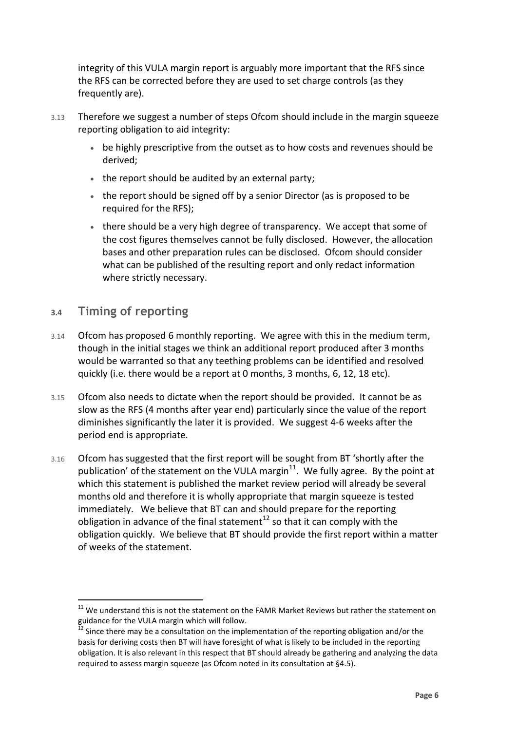integrity of this VULA margin report is arguably more important that the RFS since the RFS can be corrected before they are used to set charge controls (as they frequently are).

3.13 Therefore we suggest a number of steps Ofcom should include in the margin squeeze reporting obligation to aid integrity:

- be highly prescriptive from the outset as to how costs and revenues should be derived;
- the report should be audited by an external party;
- the report should be signed off by a senior Director (as is proposed to be required for the RFS);
- there should be a very high degree of transparency. We accept that some of the cost figures themselves cannot be fully disclosed. However, the allocation bases and other preparation rules can be disclosed. Ofcom should consider what can be published of the resulting report and only redact information where strictly necessary.

## 3.4 Timing of reporting

3.14 Ofcom has proposed 6 monthly reporting. We agree with this in the medium term, though in the initial stages we think an additional report produced after 3 months would be warranted so that any teething problems can be identified and resolved quickly (i.e. there would be a report at 0 months, 3 months, 6, 12, 18 etc).

3.15 Ofcom also needs to dictate when the report should be provided. It cannot be as slow as the RFS (4 months after year end) particularly since the value of the report diminishes significantly the later it is provided. We suggest 4-6 weeks after the period end is appropriate.

3.16 Ofcom has suggested that the first report will be sought from BT 'shortly after the publication' of the statement on the VULA margin[11]. We fully agree. By the point at which this statement is published the market review period will already be several months old and therefore it is wholly appropriate that margin squeeze is tested immediately. We believe that BT can and should prepare for the reporting obligation in advance of the final statement[12] so that it can comply with the obligation quickly. We believe that BT should provide the first report within a matter of weeks of the statement.

[11] We understand this is not the statement on the FAMR Market Reviews but rather the statement on guidance for the VULA margin which will follow.

[12] Since there may be a consultation on the implementation of the reporting obligation and/or the basis for deriving costs then BT will have foresight of what is likely to be included in the reporting obligation. It is also relevant in this respect that BT should already be gathering and analyzing the data required to assess margin squeeze (as Ofcom noted in its consultation at §4.5).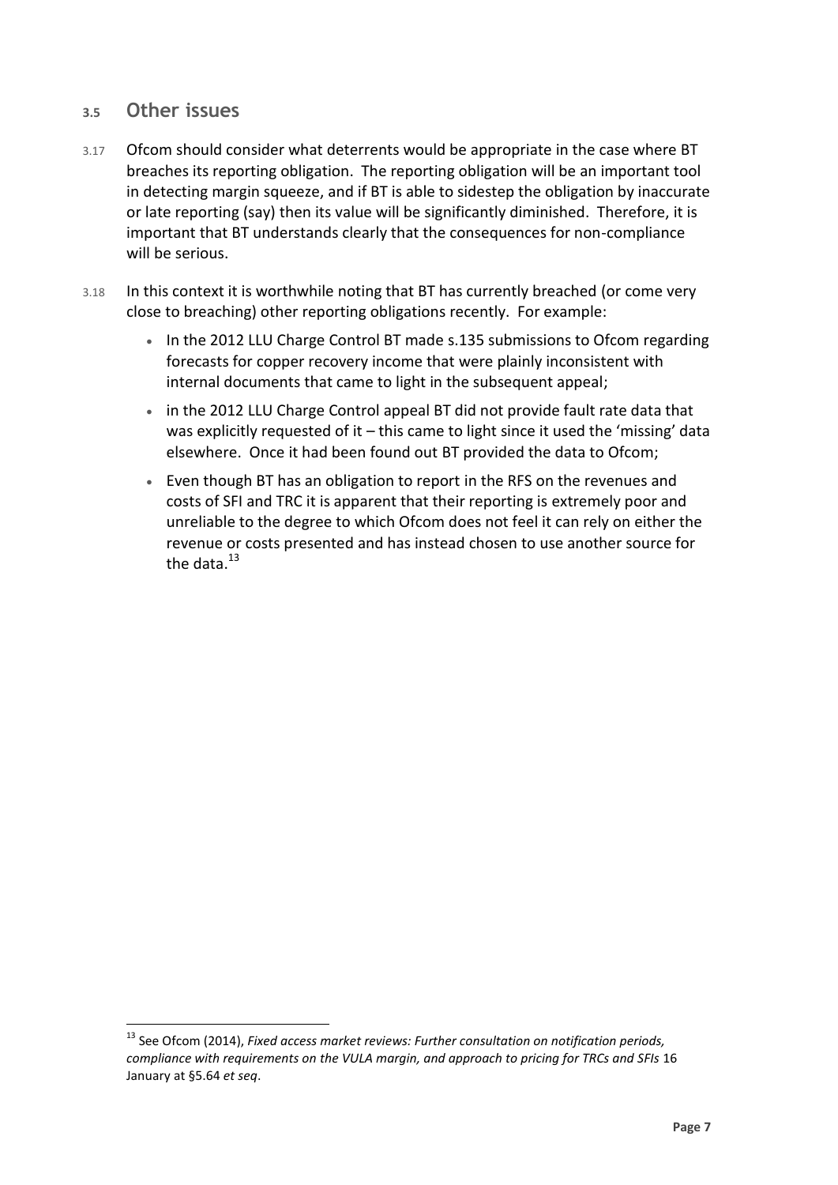## 3.5 Other issues

3.17 Ofcom should consider what deterrents would be appropriate in the case where BT breaches its reporting obligation. The reporting obligation will be an important tool in detecting margin squeeze, and if BT is able to sidestep the obligation by inaccurate or late reporting (say) then its value will be significantly diminished. Therefore, it is important that BT understands clearly that the consequences for non-compliance will be serious.

3.18 In this context it is worthwhile noting that BT has currently breached (or come very close to breaching) other reporting obligations recently. For example:

- In the 2012 LLU Charge Control BT made s.135 submissions to Ofcom regarding forecasts for copper recovery income that were plainly inconsistent with internal documents that came to light in the subsequent appeal;
- in the 2012 LLU Charge Control appeal BT did not provide fault rate data that was explicitly requested of it – this came to light since it used the 'missing' data elsewhere. Once it had been found out BT provided the data to Ofcom;
- Even though BT has an obligation to report in the RFS on the revenues and costs of SFI and TRC it is apparent that their reporting is extremely poor and unreliable to the degree to which Ofcom does not feel it can rely on either the revenue or costs presented and has instead chosen to use another source for the data.[13]

[13] See Ofcom (2014), *Fixed access market reviews: Further consultation on notification periods, compliance with requirements on the VULA margin, and approach to pricing for TRCs and SFIs* 16 January at §5.64 *et seq*.